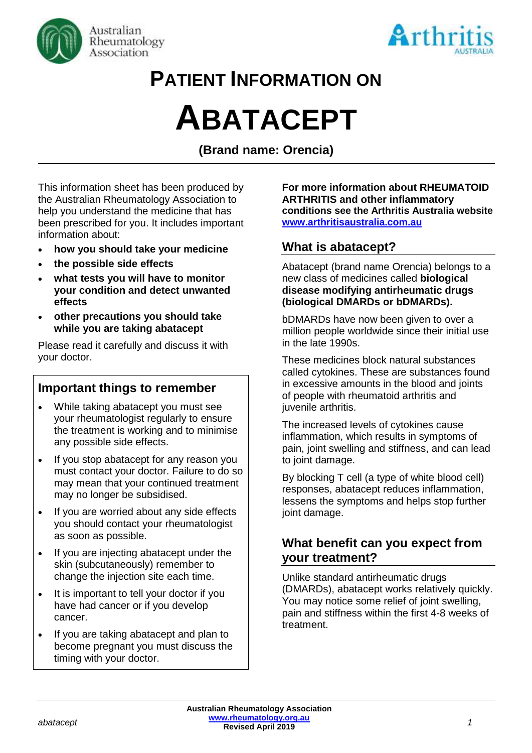# PATIENT INFORMATION ON

# ABATACEPT

**(Brand name: Orencia)**

This information sheet has been produced by the Australian Rheumatology Association to help you understand the medicine that has been prescribed for you. It includes important information about:

- **how you should take your medicine**
- **the possible side effects**
- **what tests you will have to monitor your condition and detect unwanted effects**
- **other precautions you should take while you are taking abatacept**

Please read it carefully and discuss it with your doctor.

## Important things to remember

- While taking abatacept you must see your rheumatologist regularly to ensure the treatment is working and to minimise any possible side effects.
- If you stop abatacept for any reason you must contact your doctor. Failure to do so may mean that your continued treatment may no longer be subsidised.
- If you are worried about any side effects you should contact your rheumatologist as soon as possible.
- If you are injecting abatacept under the skin (subcutaneously) remember to change the injection site each time.
- It is important to tell your doctor if you have had cancer or if you develop cancer.
- If you are taking abatacept and plan to become pregnant you must discuss the timing with your doctor.

**For more information about RHEUMATOID ARTHRITIS and other inflammatory conditions see the Arthritis Australia website [www.arthritisaustralia.com.au](http://www.arthritisaustralia.com.au)**

## What is abatacept?

Abatacept (brand name Orencia) belongs to a new class of medicines called **biological disease modifying antirheumatic drugs (biological DMARDs or bDMARDs).**

bDMARDs have now been given to over a million people worldwide since their initial use in the late 1990s.

These medicines block natural substances called cytokines. These are substances found in excessive amounts in the blood and joints of people with rheumatoid arthritis and juvenile arthritis.

The increased levels of cytokines cause inflammation, which results in symptoms of pain, joint swelling and stiffness, and can lead to joint damage.

By blocking T cell (a type of white blood cell) responses, abatacept reduces inflammation, lessens the symptoms and helps stop further joint damage.

## What benefit can you expect from your treatment?

Unlike standard antirheumatic drugs (DMARDs), abatacept works relatively quickly. You may notice some relief of joint swelling, pain and stiffness within the first 4-8 weeks of treatment.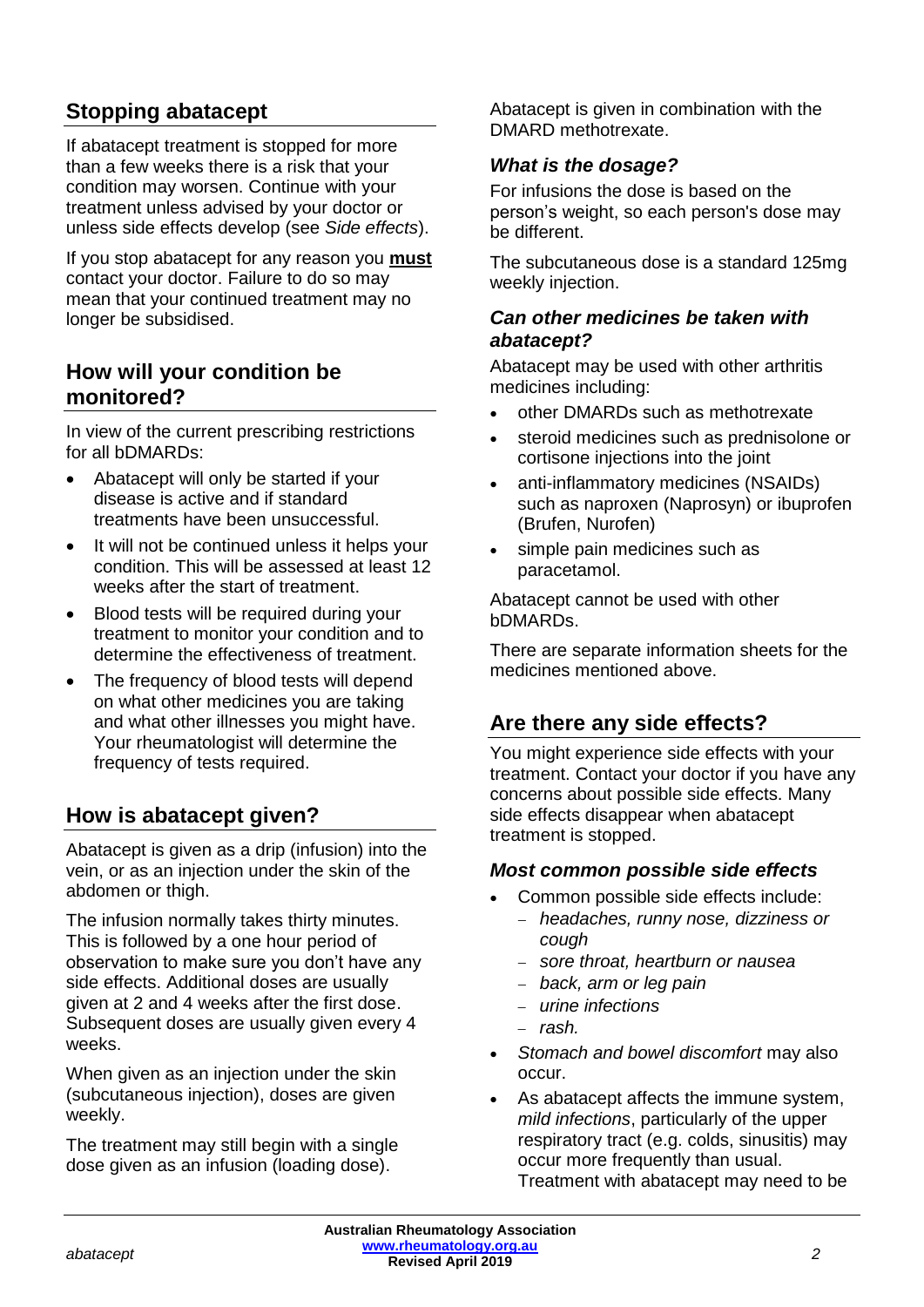## Stopping abatacept

If abatacept treatment is stopped for more than a few weeks there is a risk that your condition may worsen. Continue with your treatment unless advised by your doctor or unless side effects develop (see *Side effects*).

If you stop abatacept for any reason you **must** contact your doctor. Failure to do so may mean that your continued treatment may no longer be subsidised.

## How will your condition be monitored?

In view of the current prescribing restrictions for all bDMARDs:

- Abatacept will only be started if your disease is active and if standard treatments have been unsuccessful.
- It will not be continued unless it helps your condition. This will be assessed at least 12 weeks after the start of treatment.
- Blood tests will be required during your treatment to monitor your condition and to determine the effectiveness of treatment.
- The frequency of blood tests will depend on what other medicines you are taking and what other illnesses you might have. Your rheumatologist will determine the frequency of tests required.

## How is abatacept given?

Abatacept is given as a drip (infusion) into the vein, or as an injection under the skin of the abdomen or thigh.

The infusion normally takes thirty minutes. This is followed by a one hour period of observation to make sure you don't have any side effects. Additional doses are usually given at 2 and 4 weeks after the first dose. Subsequent doses are usually given every 4 weeks.

When given as an injection under the skin (subcutaneous injection), doses are given weekly.

The treatment may still begin with a single dose given as an infusion (loading dose).

Abatacept is given in combination with the DMARD methotrexate.

### *What is the dosage?*

For infusions the dose is based on the person's weight, so each person's dose may be different.

The subcutaneous dose is a standard 125mg weekly injection.

### *Can other medicines be taken with abatacept?*

Abatacept may be used with other arthritis medicines including:

- other DMARDs such as methotrexate
- steroid medicines such as prednisolone or cortisone injections into the joint
- anti-inflammatory medicines (NSAIDs) such as naproxen (Naprosyn) or ibuprofen (Brufen, Nurofen)
- simple pain medicines such as paracetamol.

Abatacept cannot be used with other bDMARDs.

There are separate information sheets for the medicines mentioned above.

## Are there any side effects?

You might experience side effects with your treatment. Contact your doctor if you have any concerns about possible side effects. Many side effects disappear when abatacept treatment is stopped.

### *Most common possible side effects*

- Common possible side effects include:
  - *headaches, runny nose, dizziness or cough*
  - *sore throat, heartburn or nausea*
  - *back, arm or leg pain*
  - *urine infections*
  - *rash.*
- *Stomach and bowel discomfort* may also occur.
- As abatacept affects the immune system, *mild infections*, particularly of the upper respiratory tract (e.g. colds, sinusitis) may occur more frequently than usual. Treatment with abatacept may need to be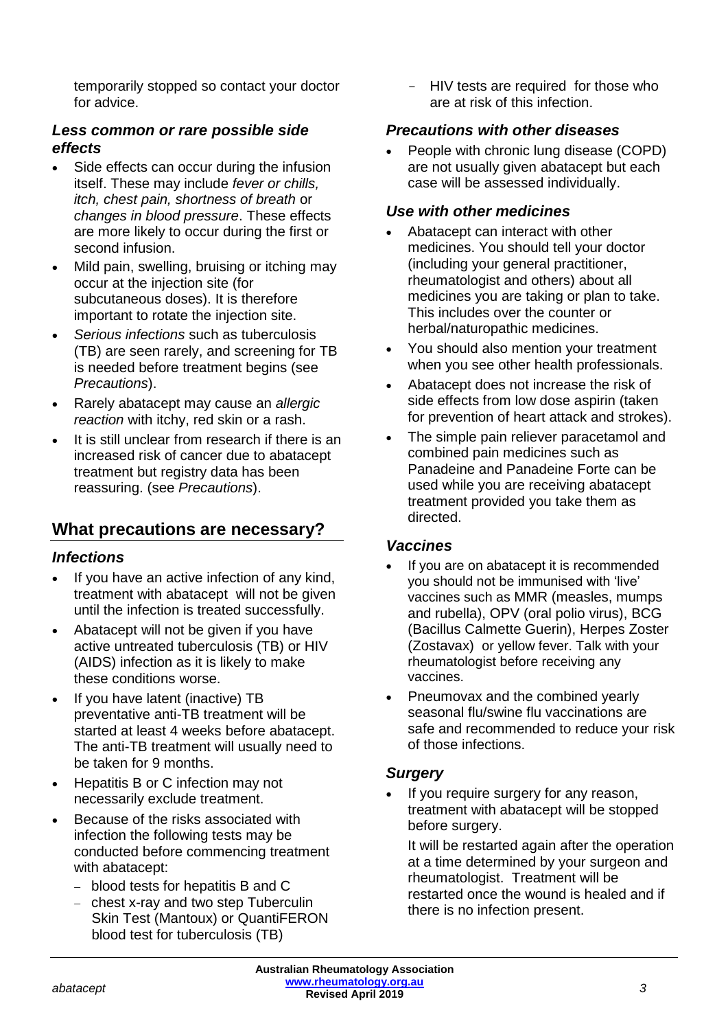temporarily stopped so contact your doctor for advice.

### *Less common or rare possible side effects*

- Side effects can occur during the infusion itself. These may include *fever or chills, itch, chest pain, shortness of breath* or *changes in blood pressure*. These effects are more likely to occur during the first or second infusion.
- Mild pain, swelling, bruising or itching may occur at the injection site (for subcutaneous doses). It is therefore important to rotate the injection site.
- *Serious infections* such as tuberculosis (TB) are seen rarely, and screening for TB is needed before treatment begins (see *Precautions*).
- Rarely abatacept may cause an *allergic reaction* with itchy, red skin or a rash.
- It is still unclear from research if there is an increased risk of cancer due to abatacept treatment but registry data has been reassuring. (see *Precautions*).

## What precautions are necessary?

### *Infections*

- If you have an active infection of any kind, treatment with abatacept will not be given until the infection is treated successfully.
- Abatacept will not be given if you have active untreated tuberculosis (TB) or HIV (AIDS) infection as it is likely to make these conditions worse.
- If you have latent (inactive) TB preventative anti-TB treatment will be started at least 4 weeks before abatacept. The anti-TB treatment will usually need to be taken for 9 months.
- Hepatitis B or C infection may not necessarily exclude treatment.
- Because of the risks associated with infection the following tests may be conducted before commencing treatment with abatacept:
  - blood tests for hepatitis B and C
  - chest x-ray and two step Tuberculin Skin Test (Mantoux) or QuantiFERON blood test for tuberculosis (TB)
  - HIV tests are required for those who are at risk of this infection.

### *Precautions with other diseases*

- People with chronic lung disease (COPD) are not usually given abatacept but each case will be assessed individually.

### *Use with other medicines*

- Abatacept can interact with other medicines. You should tell your doctor (including your general practitioner, rheumatologist and others) about all medicines you are taking or plan to take. This includes over the counter or herbal/naturopathic medicines.
- You should also mention your treatment when you see other health professionals.
- Abatacept does not increase the risk of side effects from low dose aspirin (taken for prevention of heart attack and strokes).
- The simple pain reliever paracetamol and combined pain medicines such as Panadeine and Panadeine Forte can be used while you are receiving abatacept treatment provided you take them as directed.

### *Vaccines*

- If you are on abatacept it is recommended you should not be immunised with 'live' vaccines such as MMR (measles, mumps and rubella), OPV (oral polio virus), BCG (Bacillus Calmette Guerin), Herpes Zoster (Zostavax) or yellow fever. Talk with your rheumatologist before receiving any vaccines.
- Pneumovax and the combined yearly seasonal flu/swine flu vaccinations are safe and recommended to reduce your risk of those infections.

### *Surgery*

- If you require surgery for any reason, treatment with abatacept will be stopped before surgery.

  It will be restarted again after the operation at a time determined by your surgeon and rheumatologist. Treatment will be restarted once the wound is healed and if there is no infection present.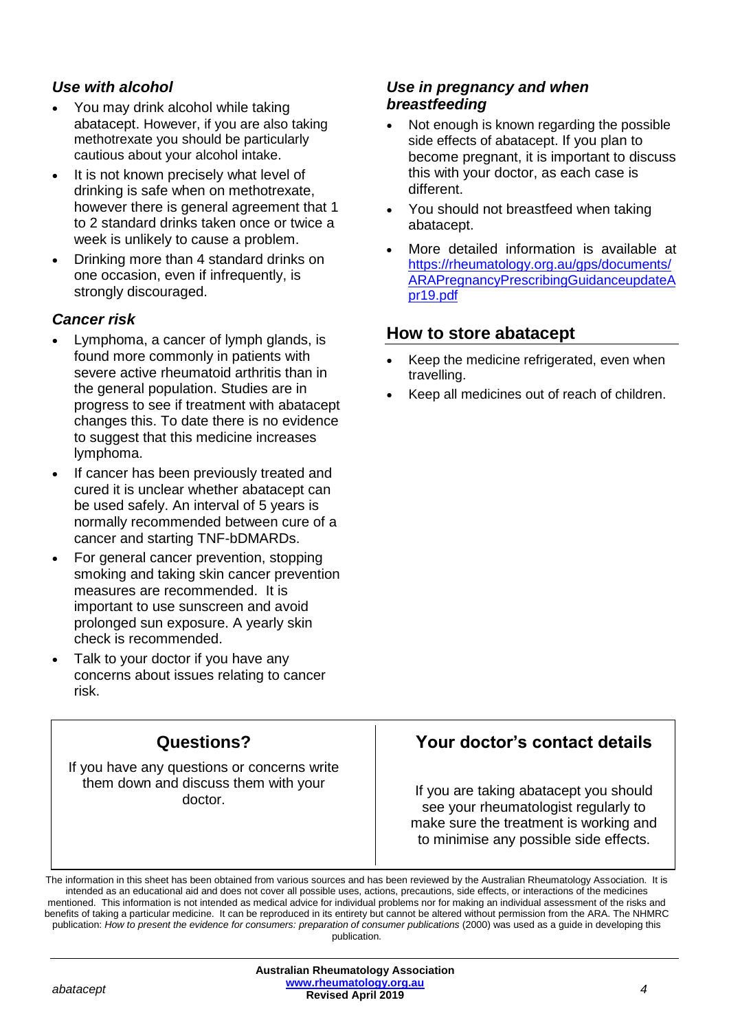### *Use with alcohol*

- You may drink alcohol while taking abatacept. However, if you are also taking methotrexate you should be particularly cautious about your alcohol intake.
- It is not known precisely what level of drinking is safe when on methotrexate, however there is general agreement that 1 to 2 standard drinks taken once or twice a week is unlikely to cause a problem.
- Drinking more than 4 standard drinks on one occasion, even if infrequently, is strongly discouraged.

### *Cancer risk*

- Lymphoma, a cancer of lymph glands, is found more commonly in patients with severe active rheumatoid arthritis than in the general population. Studies are in progress to see if treatment with abatacept changes this. To date there is no evidence to suggest that this medicine increases lymphoma.
- If cancer has been previously treated and cured it is unclear whether abatacept can be used safely. An interval of 5 years is normally recommended between cure of a cancer and starting TNF-bDMARDs.
- For general cancer prevention, stopping smoking and taking skin cancer prevention measures are recommended. It is important to use sunscreen and avoid prolonged sun exposure. A yearly skin check is recommended.
- Talk to your doctor if you have any concerns about issues relating to cancer risk.

### *Use in pregnancy and when breastfeeding*

- Not enough is known regarding the possible side effects of abatacept. If you plan to become pregnant, it is important to discuss this with your doctor, as each case is different.
- You should not breastfeed when taking abatacept.
- More detailed information is available at https://rheumatology.org.au/gps/documents/ARAPregnancyPrescribingGuidanceupdateApr19.pdf

## How to store abatacept

- Keep the medicine refrigerated, even when travelling.
- Keep all medicines out of reach of children.

## Questions?

If you have any questions or concerns write them down and discuss them with your doctor.

## Your doctor's contact details

If you are taking abatacept you should see your rheumatologist regularly to make sure the treatment is working and to minimise any possible side effects.

The information in this sheet has been obtained from various sources and has been reviewed by the Australian Rheumatology Association. It is intended as an educational aid and does not cover all possible uses, actions, precautions, side effects, or interactions of the medicines mentioned. This information is not intended as medical advice for individual problems nor for making an individual assessment of the risks and benefits of taking a particular medicine. It can be reproduced in its entirety but cannot be altered without permission from the ARA. The NHMRC publication: *How to present the evidence for consumers: preparation of consumer publications* (2000) was used as a guide in developing this publication.

**Australian Rheumatology Association**
**www.rheumatology.org.au**
**Revised April 2019**